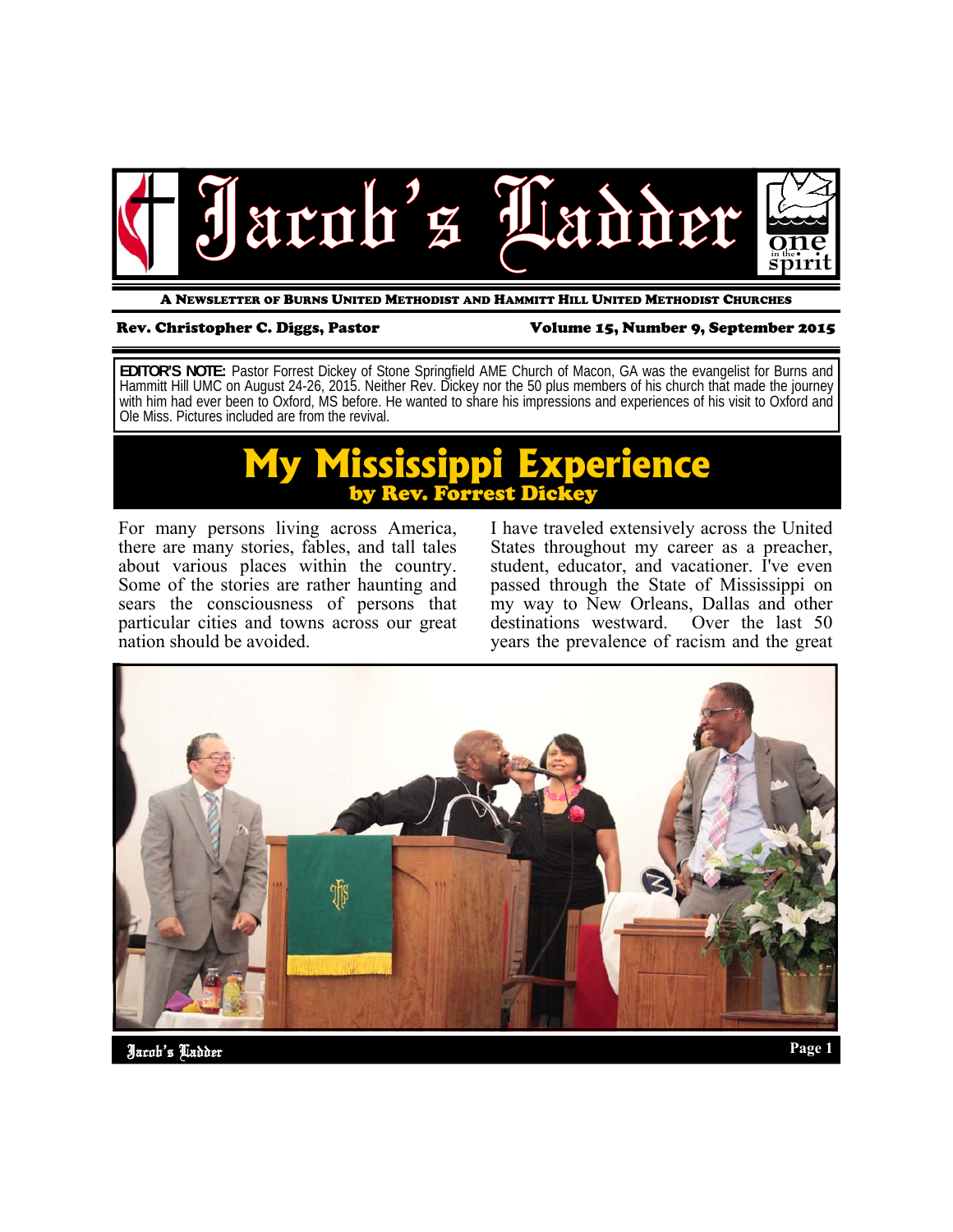# Jacob's Ladder

A NEWSLETTER OF BURNS UNITED METHODIST AND HAMMITT HILL UNITED METHODIST CHURCHES

**Rev. Christopher C. Diggs, Pastor** — **Volume 15, Number 9, September 2015**

**EDITOR'S NOTE:** Pastor Forrest Dickey of Stone Springfield AME Church of Macon, GA was the evangelist for Burns and Hammitt Hill UMC on August 24-26, 2015. Neither Rev. Dickey nor the 50 plus members of his church that made the journey with him had ever been to Oxford, MS before. He wanted to share his impressions and experiences of his visit to Oxford and Ole Miss. Pictures included are from the revival.

## My Mississippi Experience

### by Rev. Forrest Dickey

For many persons living across America, there are many stories, fables, and tall tales about various places within the country. Some of the stories are rather haunting and sears the consciousness of persons that particular cities and towns across our great nation should be avoided.

I have traveled extensively across the United States throughout my career as a preacher, student, educator, and vacationer. I've even passed through the State of Mississippi on my way to New Orleans, Dallas and other destinations westward. Over the last 50 years the prevalence of racism and the great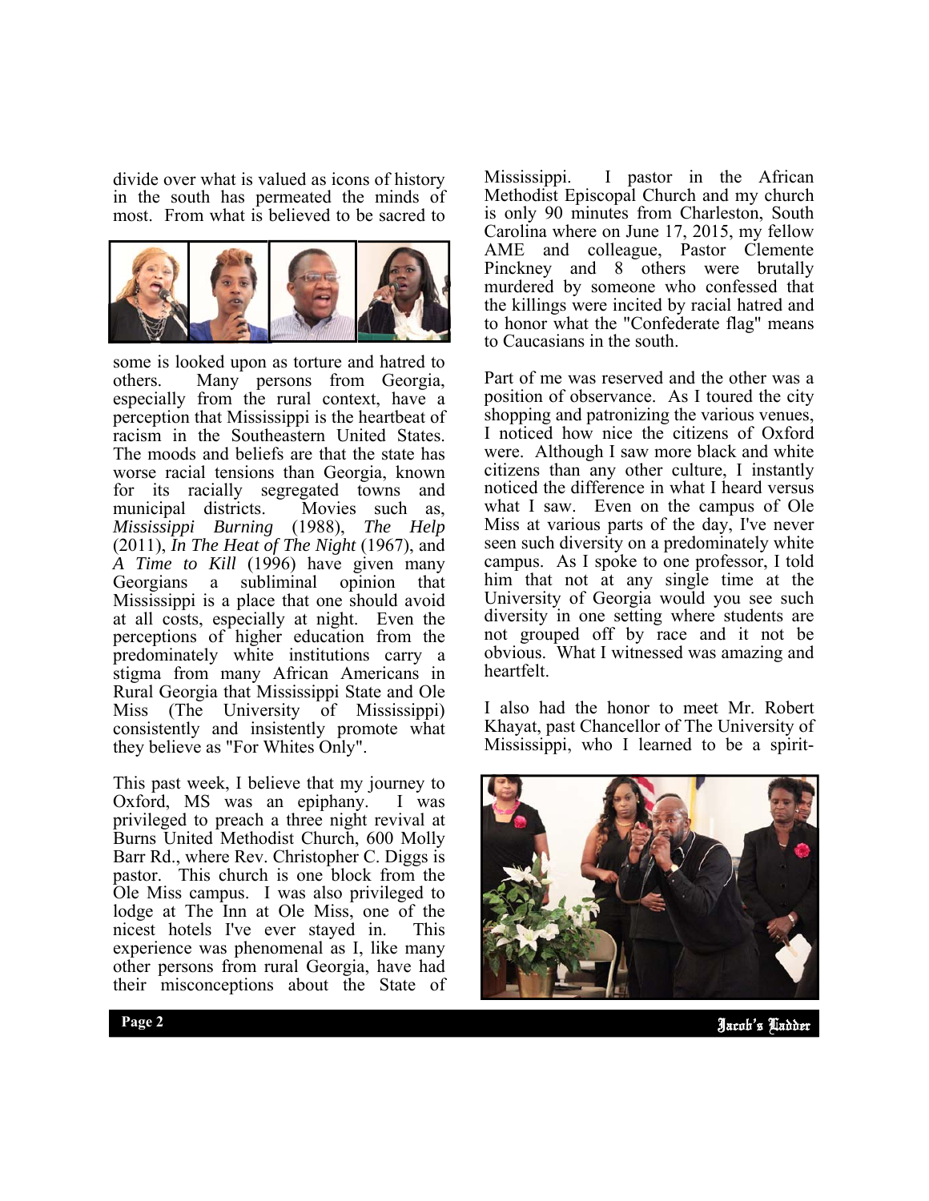divide over what is valued as icons of history in the south has permeated the minds of most. From what is believed to be sacred to some is looked upon as torture and hatred to others. Many persons from Georgia, especially from the rural context, have a perception that Mississippi is the heartbeat of racism in the Southeastern United States. The moods and beliefs are that the state has worse racial tensions than Georgia, known for its racially segregated towns and municipal districts. Movies such as, *Mississippi Burning* (1988), *The Help* (2011), *In The Heat of The Night* (1967), and *A Time to Kill* (1996) have given many Georgians a subliminal opinion that Mississippi is a place that one should avoid at all costs, especially at night. Even the perceptions of higher education from the predominately white institutions carry a stigma from many African Americans in Rural Georgia that Mississippi State and Ole Miss (The University of Mississippi) consistently and insistently promote what they believe as "For Whites Only".

This past week, I believe that my journey to Oxford, MS was an epiphany. I was privileged to preach a three night revival at Burns United Methodist Church, 600 Molly Barr Rd., where Rev. Christopher C. Diggs is pastor. This church is one block from the Ole Miss campus. I was also privileged to lodge at The Inn at Ole Miss, one of the nicest hotels I've ever stayed in. This experience was phenomenal as I, like many other persons from rural Georgia, have had their misconceptions about the State of Mississippi. I pastor in the African Methodist Episcopal Church and my church is only 90 minutes from Charleston, South Carolina where on June 17, 2015, my fellow AME and colleague, Pastor Clemente Pinckney and 8 others were brutally murdered by someone who confessed that the killings were incited by racial hatred and to honor what the "Confederate flag" means to Caucasians in the south.

Part of me was reserved and the other was a position of observance. As I toured the city shopping and patronizing the various venues, I noticed how nice the citizens of Oxford were. Although I saw more black and white citizens than any other culture, I instantly noticed the difference in what I heard versus what I saw. Even on the campus of Ole Miss at various parts of the day, I've never seen such diversity on a predominately white campus. As I spoke to one professor, I told him that not at any single time at the University of Georgia would you see such diversity in one setting where students are not grouped off by race and it not be obvious. What I witnessed was amazing and heartfelt.

I also had the honor to meet Mr. Robert Khayat, past Chancellor of The University of Mississippi, who I learned to be a spirit-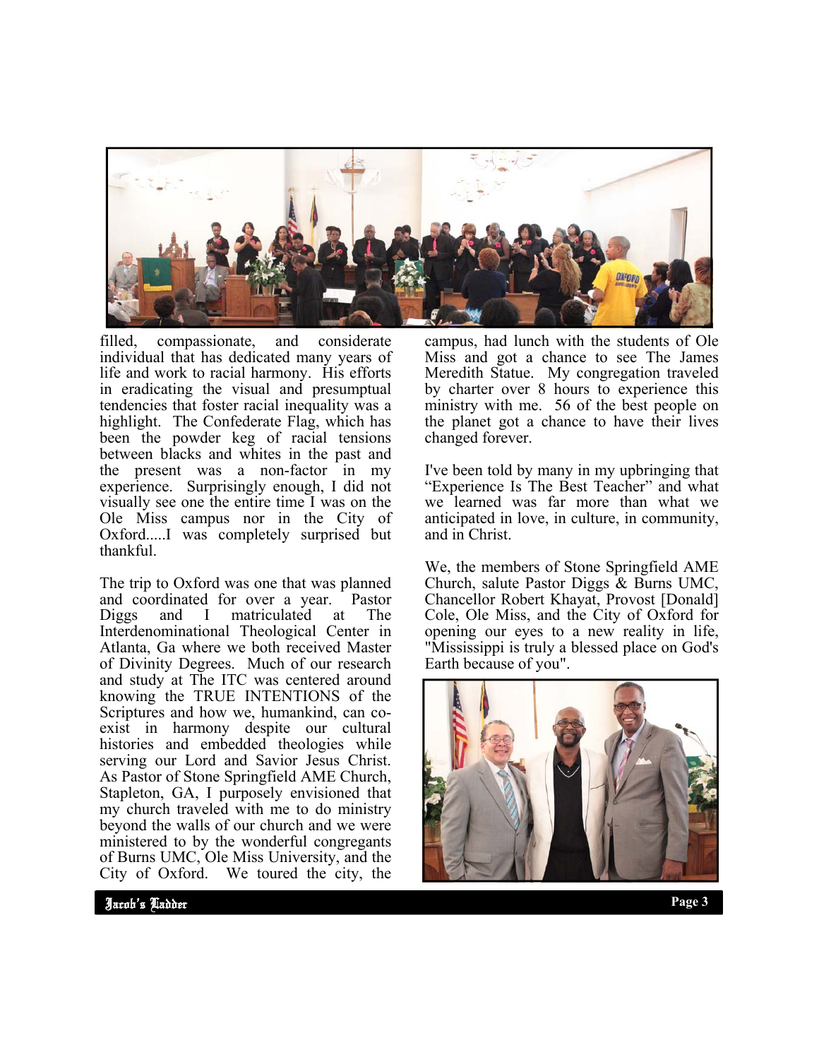filled, compassionate, and considerate individual that has dedicated many years of life and work to racial harmony. His efforts in eradicating the visual and presumptual tendencies that foster racial inequality was a highlight. The Confederate Flag, which has been the powder keg of racial tensions between blacks and whites in the past and the present was a non-factor in my experience. Surprisingly enough, I did not visually see one the entire time I was on the Ole Miss campus nor in the City of Oxford.....I was completely surprised but thankful.

The trip to Oxford was one that was planned and coordinated for over a year. Pastor Diggs and I matriculated at The Interdenominational Theological Center in Atlanta, Ga where we both received Master of Divinity Degrees. Much of our research and study at The ITC was centered around knowing the TRUE INTENTIONS of the Scriptures and how we, humankind, can co-exist in harmony despite our cultural histories and embedded theologies while serving our Lord and Savior Jesus Christ. As Pastor of Stone Springfield AME Church, Stapleton, GA, I purposely envisioned that my church traveled with me to do ministry beyond the walls of our church and we were ministered to by the wonderful congregants of Burns UMC, Ole Miss University, and the City of Oxford. We toured the city, the campus, had lunch with the students of Ole Miss and got a chance to see The James Meredith Statue. My congregation traveled by charter over 8 hours to experience this ministry with me. 56 of the best people on the planet got a chance to have their lives changed forever.

I've been told by many in my upbringing that "Experience Is The Best Teacher" and what we learned was far more than what we anticipated in love, in culture, in community, and in Christ.

We, the members of Stone Springfield AME Church, salute Pastor Diggs & Burns UMC, Chancellor Robert Khayat, Provost [Donald] Cole, Ole Miss, and the City of Oxford for opening our eyes to a new reality in life, "Mississippi is truly a blessed place on God's Earth because of you".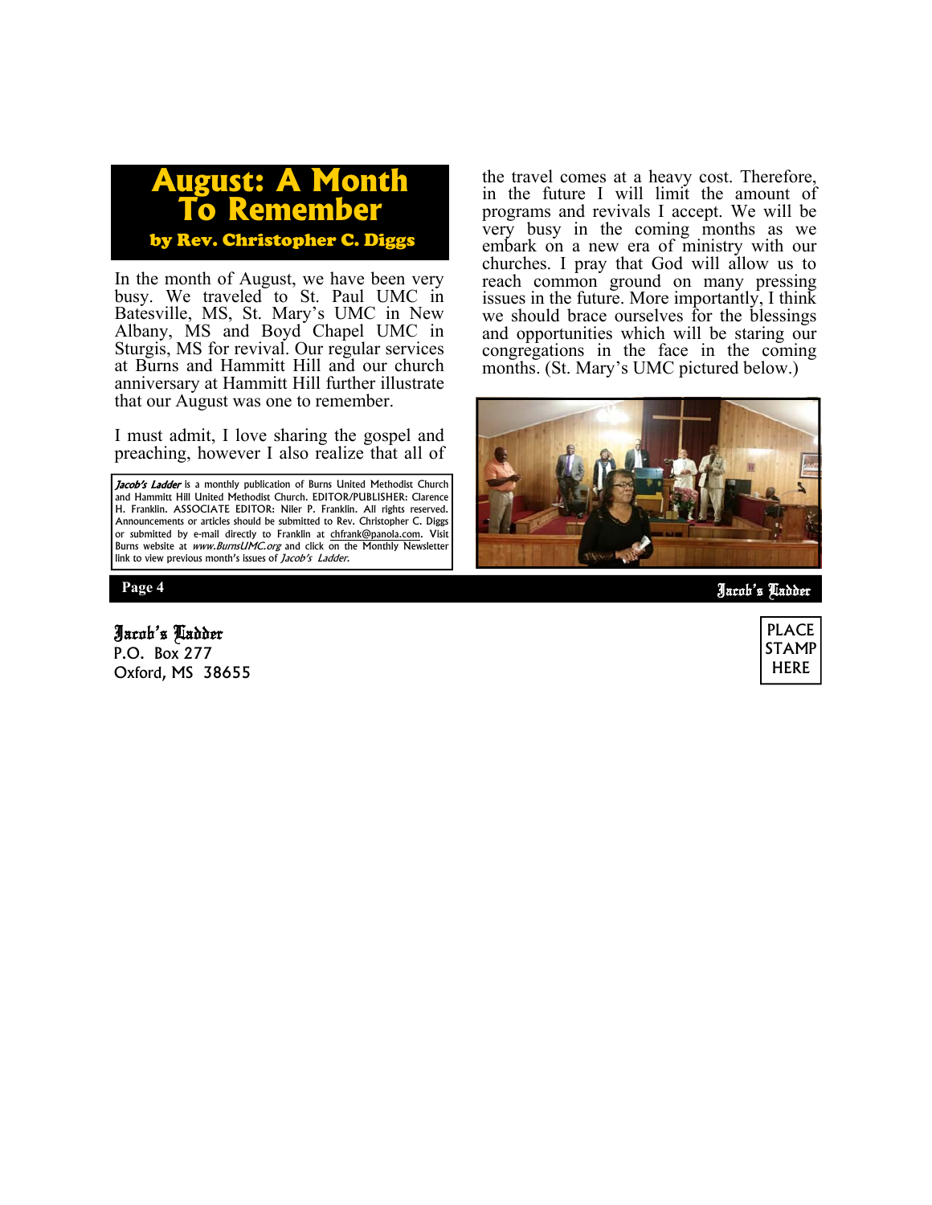# August: A Month To Remember

### by Rev. Christopher C. Diggs

In the month of August, we have been very busy. We traveled to St. Paul UMC in Batesville, MS, St. Mary's UMC in New Albany, MS and Boyd Chapel UMC in Sturgis, MS for revival. Our regular services at Burns and Hammitt Hill and our church anniversary at Hammitt Hill further illustrate that our August was one to remember.

I must admit, I love sharing the gospel and preaching, however I also realize that all of the travel comes at a heavy cost. Therefore, in the future I will limit the amount of programs and revivals I accept. We will be very busy in the coming months as we embark on a new era of ministry with our churches. I pray that God will allow us to reach common ground on many pressing issues in the future. More importantly, I think we should brace ourselves for the blessings and opportunities which will be staring our congregations in the face in the coming months. (St. Mary's UMC pictured below.)

*Jacob's Ladder* is a monthly publication of Burns United Methodist Church and Hammitt Hill United Methodist Church. EDITOR/PUBLISHER: Clarence H. Franklin. ASSOCIATE EDITOR: Niler P. Franklin. All rights reserved. Announcements or articles should be submitted to Rev. Christopher C. Diggs or submitted by e-mail directly to Franklin at chfrank@panola.com. Visit Burns website at *www.BurnsUMC.org* and click on the Monthly Newsletter link to view previous month's issues of *Jacob's Ladder.*

Jacob's Ladder
P.O. Box 277
Oxford, MS 38655

PLACE STAMP HERE